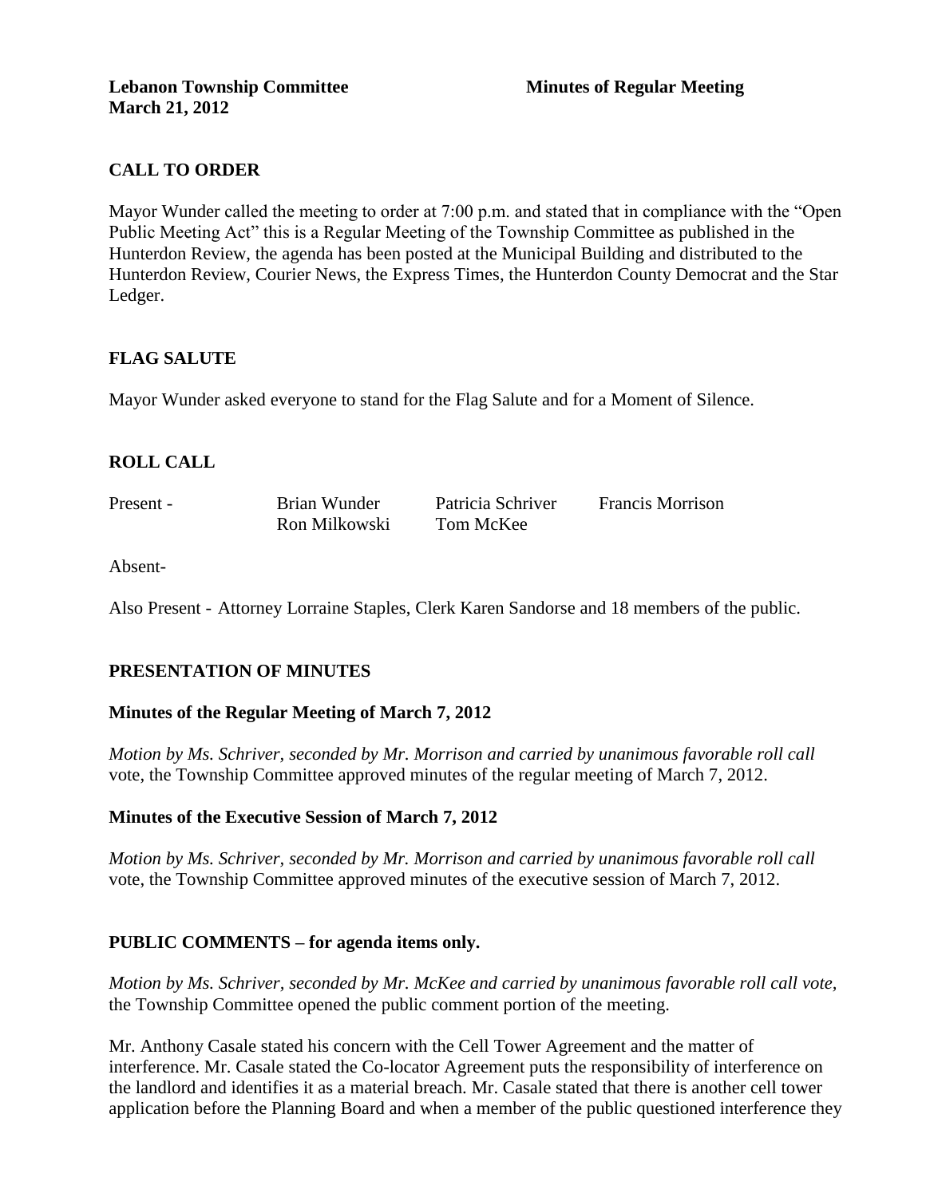**Lebanon Township Committee** **Minutes of Regular Meeting**
**March 21, 2012**

## CALL TO ORDER

Mayor Wunder called the meeting to order at 7:00 p.m. and stated that in compliance with the "Open Public Meeting Act" this is a Regular Meeting of the Township Committee as published in the Hunterdon Review, the agenda has been posted at the Municipal Building and distributed to the Hunterdon Review, Courier News, the Express Times, the Hunterdon County Democrat and the Star Ledger.

## FLAG SALUTE

Mayor Wunder asked everyone to stand for the Flag Salute and for a Moment of Silence.

## ROLL CALL

| Present - | Brian Wunder | Patricia Schriver | Francis Morrison |
|---|---|---|---|
| | Ron Milkowski | Tom McKee | |

Absent-

Also Present - Attorney Lorraine Staples, Clerk Karen Sandorse and 18 members of the public.

## PRESENTATION OF MINUTES

### Minutes of the Regular Meeting of March 7, 2012

*Motion by Ms. Schriver, seconded by Mr. Morrison and carried by unanimous favorable roll call* vote, the Township Committee approved minutes of the regular meeting of March 7, 2012.

### Minutes of the Executive Session of March 7, 2012

*Motion by Ms. Schriver, seconded by Mr. Morrison and carried by unanimous favorable roll call* vote, the Township Committee approved minutes of the executive session of March 7, 2012.

## PUBLIC COMMENTS – for agenda items only.

*Motion by Ms. Schriver, seconded by Mr. McKee and carried by unanimous favorable roll call vote,* the Township Committee opened the public comment portion of the meeting.

Mr. Anthony Casale stated his concern with the Cell Tower Agreement and the matter of interference. Mr. Casale stated the Co-locator Agreement puts the responsibility of interference on the landlord and identifies it as a material breach. Mr. Casale stated that there is another cell tower application before the Planning Board and when a member of the public questioned interference they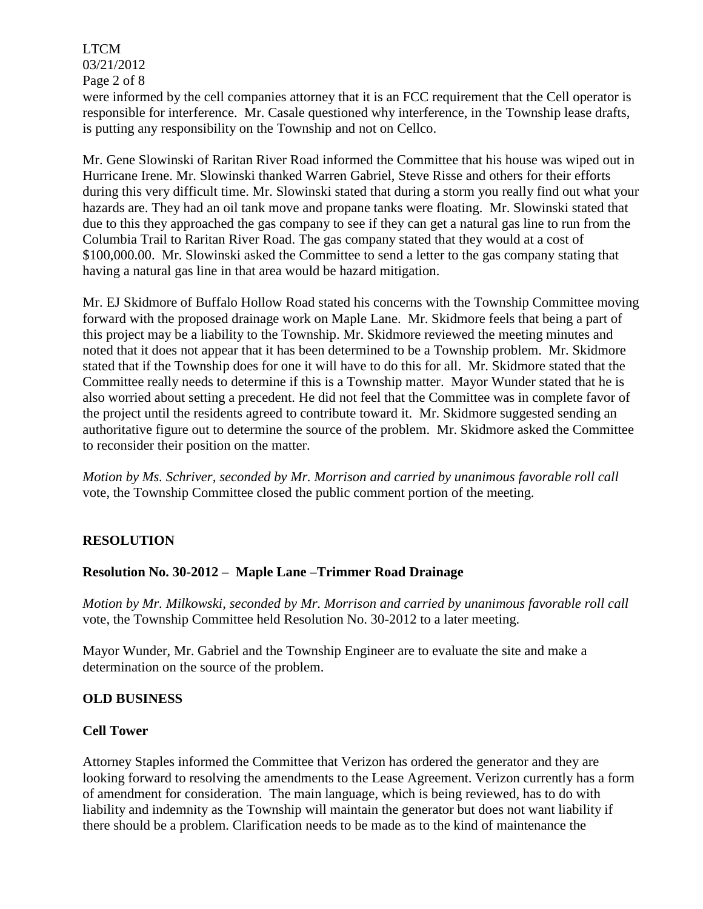were informed by the cell companies attorney that it is an FCC requirement that the Cell operator is responsible for interference. Mr. Casale questioned why interference, in the Township lease drafts, is putting any responsibility on the Township and not on Cellco.

Mr. Gene Slowinski of Raritan River Road informed the Committee that his house was wiped out in Hurricane Irene. Mr. Slowinski thanked Warren Gabriel, Steve Risse and others for their efforts during this very difficult time. Mr. Slowinski stated that during a storm you really find out what your hazards are. They had an oil tank move and propane tanks were floating. Mr. Slowinski stated that due to this they approached the gas company to see if they can get a natural gas line to run from the Columbia Trail to Raritan River Road. The gas company stated that they would at a cost of $100,000.00. Mr. Slowinski asked the Committee to send a letter to the gas company stating that having a natural gas line in that area would be hazard mitigation.

Mr. EJ Skidmore of Buffalo Hollow Road stated his concerns with the Township Committee moving forward with the proposed drainage work on Maple Lane. Mr. Skidmore feels that being a part of this project may be a liability to the Township. Mr. Skidmore reviewed the meeting minutes and noted that it does not appear that it has been determined to be a Township problem. Mr. Skidmore stated that if the Township does for one it will have to do this for all. Mr. Skidmore stated that the Committee really needs to determine if this is a Township matter. Mayor Wunder stated that he is also worried about setting a precedent. He did not feel that the Committee was in complete favor of the project until the residents agreed to contribute toward it. Mr. Skidmore suggested sending an authoritative figure out to determine the source of the problem. Mr. Skidmore asked the Committee to reconsider their position on the matter.

*Motion by Ms. Schriver, seconded by Mr. Morrison and carried by unanimous favorable roll call* vote, the Township Committee closed the public comment portion of the meeting.

## RESOLUTION

### Resolution No. 30-2012 – Maple Lane –Trimmer Road Drainage

*Motion by Mr. Milkowski, seconded by Mr. Morrison and carried by unanimous favorable roll call* vote, the Township Committee held Resolution No. 30-2012 to a later meeting.

Mayor Wunder, Mr. Gabriel and the Township Engineer are to evaluate the site and make a determination on the source of the problem.

## OLD BUSINESS

### Cell Tower

Attorney Staples informed the Committee that Verizon has ordered the generator and they are looking forward to resolving the amendments to the Lease Agreement. Verizon currently has a form of amendment for consideration. The main language, which is being reviewed, has to do with liability and indemnity as the Township will maintain the generator but does not want liability if there should be a problem. Clarification needs to be made as to the kind of maintenance the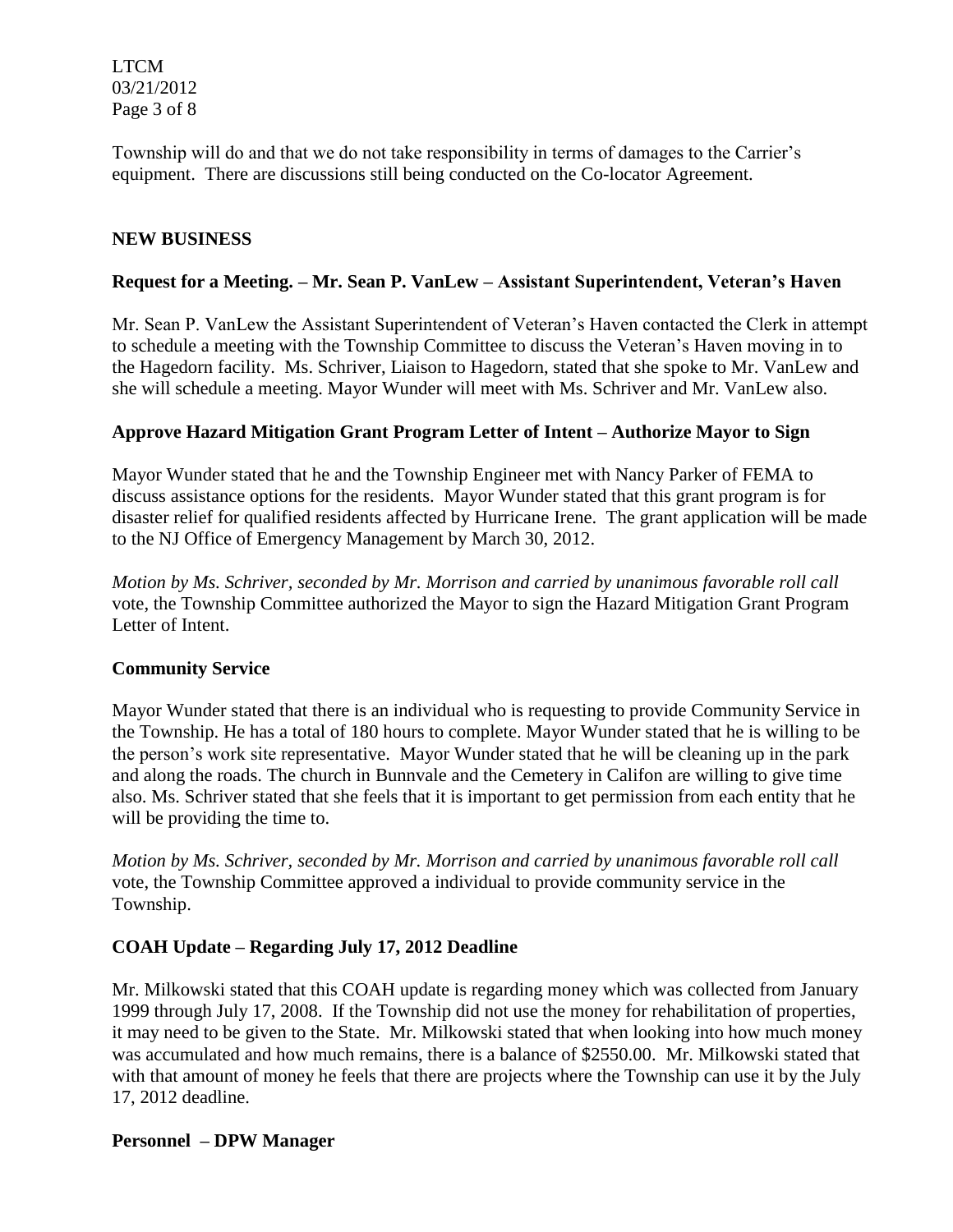Township will do and that we do not take responsibility in terms of damages to the Carrier's equipment. There are discussions still being conducted on the Co-locator Agreement.

## NEW BUSINESS

### Request for a Meeting. – Mr. Sean P. VanLew – Assistant Superintendent, Veteran's Haven

Mr. Sean P. VanLew the Assistant Superintendent of Veteran's Haven contacted the Clerk in attempt to schedule a meeting with the Township Committee to discuss the Veteran's Haven moving in to the Hagedorn facility. Ms. Schriver, Liaison to Hagedorn, stated that she spoke to Mr. VanLew and she will schedule a meeting. Mayor Wunder will meet with Ms. Schriver and Mr. VanLew also.

### Approve Hazard Mitigation Grant Program Letter of Intent – Authorize Mayor to Sign

Mayor Wunder stated that he and the Township Engineer met with Nancy Parker of FEMA to discuss assistance options for the residents. Mayor Wunder stated that this grant program is for disaster relief for qualified residents affected by Hurricane Irene. The grant application will be made to the NJ Office of Emergency Management by March 30, 2012.

*Motion by Ms. Schriver, seconded by Mr. Morrison and carried by unanimous favorable roll call* vote, the Township Committee authorized the Mayor to sign the Hazard Mitigation Grant Program Letter of Intent.

### Community Service

Mayor Wunder stated that there is an individual who is requesting to provide Community Service in the Township. He has a total of 180 hours to complete. Mayor Wunder stated that he is willing to be the person's work site representative. Mayor Wunder stated that he will be cleaning up in the park and along the roads. The church in Bunnvale and the Cemetery in Califon are willing to give time also. Ms. Schriver stated that she feels that it is important to get permission from each entity that he will be providing the time to.

*Motion by Ms. Schriver, seconded by Mr. Morrison and carried by unanimous favorable roll call* vote, the Township Committee approved a individual to provide community service in the Township.

### COAH Update – Regarding July 17, 2012 Deadline

Mr. Milkowski stated that this COAH update is regarding money which was collected from January 1999 through July 17, 2008. If the Township did not use the money for rehabilitation of properties, it may need to be given to the State. Mr. Milkowski stated that when looking into how much money was accumulated and how much remains, there is a balance of $2550.00. Mr. Milkowski stated that with that amount of money he feels that there are projects where the Township can use it by the July 17, 2012 deadline.

### Personnel – DPW Manager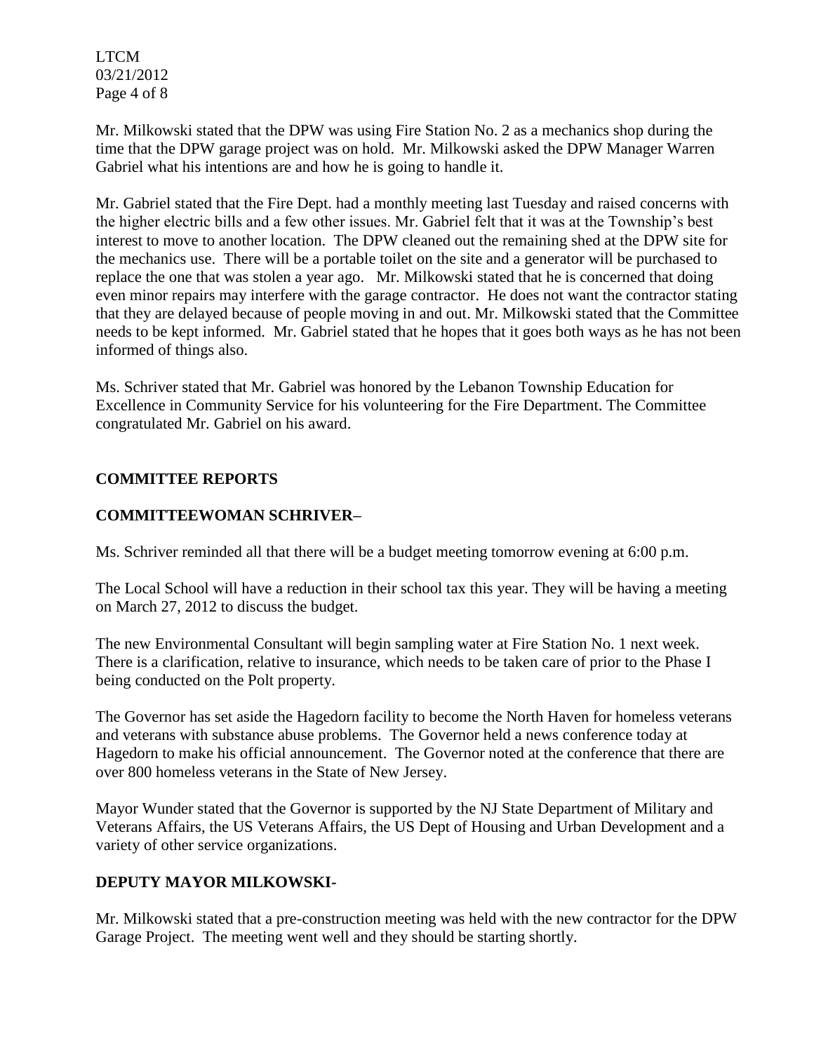Mr. Milkowski stated that the DPW was using Fire Station No. 2 as a mechanics shop during the time that the DPW garage project was on hold. Mr. Milkowski asked the DPW Manager Warren Gabriel what his intentions are and how he is going to handle it.

Mr. Gabriel stated that the Fire Dept. had a monthly meeting last Tuesday and raised concerns with the higher electric bills and a few other issues. Mr. Gabriel felt that it was at the Township's best interest to move to another location. The DPW cleaned out the remaining shed at the DPW site for the mechanics use. There will be a portable toilet on the site and a generator will be purchased to replace the one that was stolen a year ago. Mr. Milkowski stated that he is concerned that doing even minor repairs may interfere with the garage contractor. He does not want the contractor stating that they are delayed because of people moving in and out. Mr. Milkowski stated that the Committee needs to be kept informed. Mr. Gabriel stated that he hopes that it goes both ways as he has not been informed of things also.

Ms. Schriver stated that Mr. Gabriel was honored by the Lebanon Township Education for Excellence in Community Service for his volunteering for the Fire Department. The Committee congratulated Mr. Gabriel on his award.

## COMMITTEE REPORTS

### COMMITTEEWOMAN SCHRIVER–

Ms. Schriver reminded all that there will be a budget meeting tomorrow evening at 6:00 p.m.

The Local School will have a reduction in their school tax this year. They will be having a meeting on March 27, 2012 to discuss the budget.

The new Environmental Consultant will begin sampling water at Fire Station No. 1 next week. There is a clarification, relative to insurance, which needs to be taken care of prior to the Phase I being conducted on the Polt property.

The Governor has set aside the Hagedorn facility to become the North Haven for homeless veterans and veterans with substance abuse problems. The Governor held a news conference today at Hagedorn to make his official announcement. The Governor noted at the conference that there are over 800 homeless veterans in the State of New Jersey.

Mayor Wunder stated that the Governor is supported by the NJ State Department of Military and Veterans Affairs, the US Veterans Affairs, the US Dept of Housing and Urban Development and a variety of other service organizations.

### DEPUTY MAYOR MILKOWSKI-

Mr. Milkowski stated that a pre-construction meeting was held with the new contractor for the DPW Garage Project. The meeting went well and they should be starting shortly.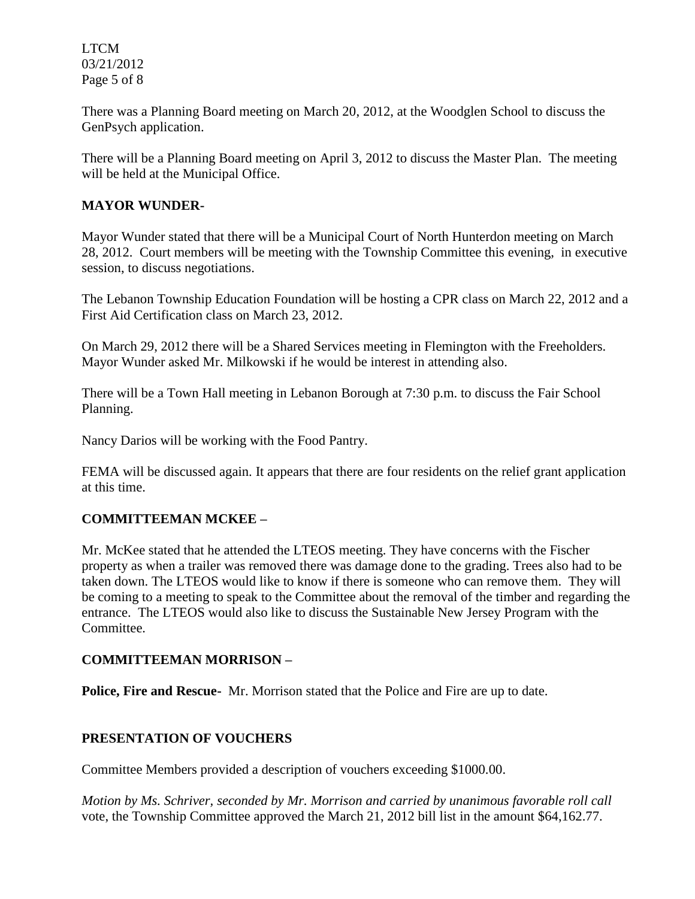There was a Planning Board meeting on March 20, 2012, at the Woodglen School to discuss the GenPsych application.

There will be a Planning Board meeting on April 3, 2012 to discuss the Master Plan. The meeting will be held at the Municipal Office.

**MAYOR WUNDER-**

Mayor Wunder stated that there will be a Municipal Court of North Hunterdon meeting on March 28, 2012. Court members will be meeting with the Township Committee this evening, in executive session, to discuss negotiations.

The Lebanon Township Education Foundation will be hosting a CPR class on March 22, 2012 and a First Aid Certification class on March 23, 2012.

On March 29, 2012 there will be a Shared Services meeting in Flemington with the Freeholders. Mayor Wunder asked Mr. Milkowski if he would be interest in attending also.

There will be a Town Hall meeting in Lebanon Borough at 7:30 p.m. to discuss the Fair School Planning.

Nancy Darios will be working with the Food Pantry.

FEMA will be discussed again. It appears that there are four residents on the relief grant application at this time.

**COMMITTEEMAN MCKEE –**

Mr. McKee stated that he attended the LTEOS meeting. They have concerns with the Fischer property as when a trailer was removed there was damage done to the grading. Trees also had to be taken down. The LTEOS would like to know if there is someone who can remove them. They will be coming to a meeting to speak to the Committee about the removal of the timber and regarding the entrance. The LTEOS would also like to discuss the Sustainable New Jersey Program with the Committee.

**COMMITTEEMAN MORRISON –**

**Police, Fire and Rescue-** Mr. Morrison stated that the Police and Fire are up to date.

**PRESENTATION OF VOUCHERS**

Committee Members provided a description of vouchers exceeding $1000.00.

*Motion by Ms. Schriver, seconded by Mr. Morrison and carried by unanimous favorable roll call* vote, the Township Committee approved the March 21, 2012 bill list in the amount $64,162.77.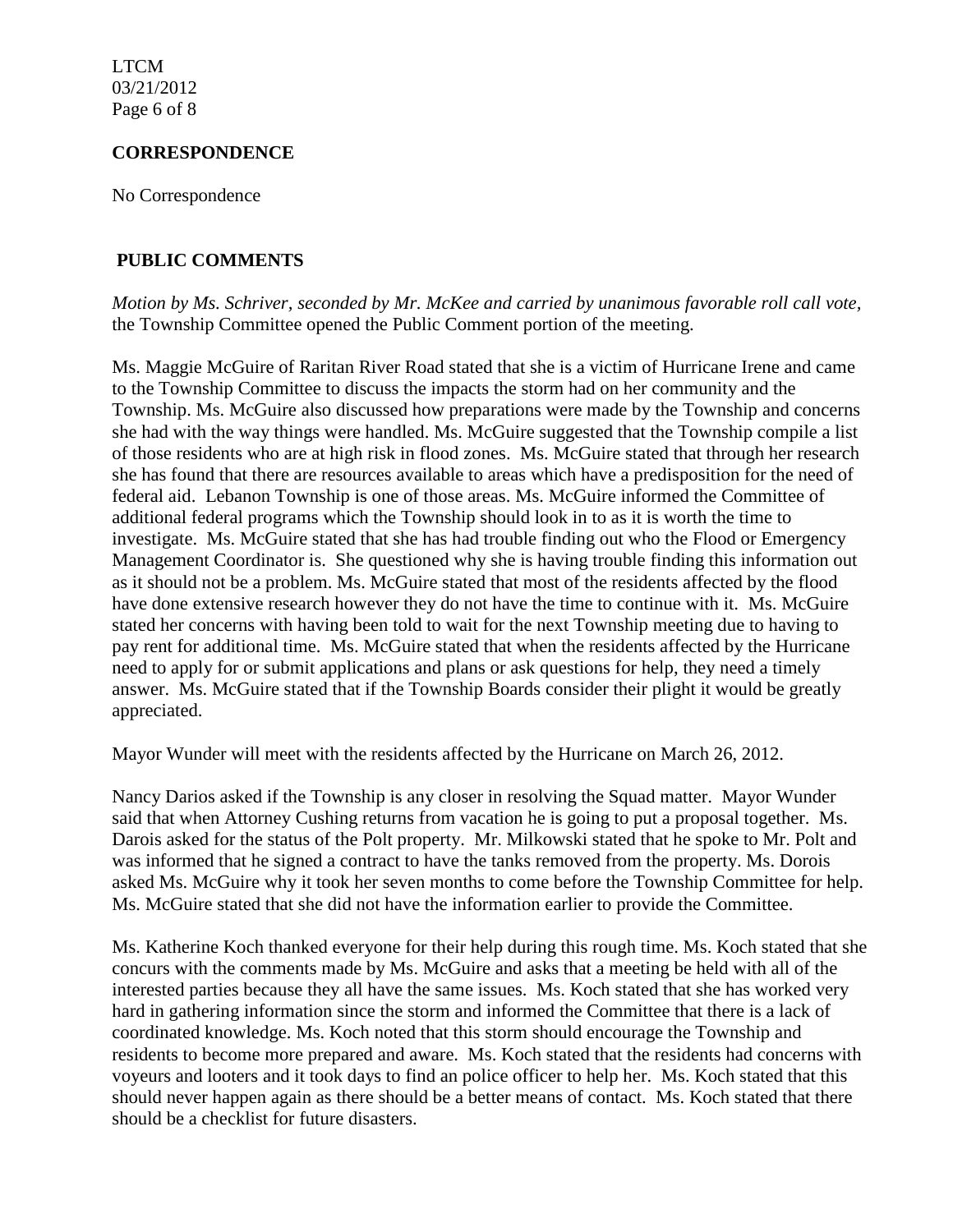## CORRESPONDENCE

No Correspondence

## PUBLIC COMMENTS

*Motion by Ms. Schriver, seconded by Mr. McKee and carried by unanimous favorable roll call vote,* the Township Committee opened the Public Comment portion of the meeting.

Ms. Maggie McGuire of Raritan River Road stated that she is a victim of Hurricane Irene and came to the Township Committee to discuss the impacts the storm had on her community and the Township. Ms. McGuire also discussed how preparations were made by the Township and concerns she had with the way things were handled. Ms. McGuire suggested that the Township compile a list of those residents who are at high risk in flood zones. Ms. McGuire stated that through her research she has found that there are resources available to areas which have a predisposition for the need of federal aid. Lebanon Township is one of those areas. Ms. McGuire informed the Committee of additional federal programs which the Township should look in to as it is worth the time to investigate. Ms. McGuire stated that she has had trouble finding out who the Flood or Emergency Management Coordinator is. She questioned why she is having trouble finding this information out as it should not be a problem. Ms. McGuire stated that most of the residents affected by the flood have done extensive research however they do not have the time to continue with it. Ms. McGuire stated her concerns with having been told to wait for the next Township meeting due to having to pay rent for additional time. Ms. McGuire stated that when the residents affected by the Hurricane need to apply for or submit applications and plans or ask questions for help, they need a timely answer. Ms. McGuire stated that if the Township Boards consider their plight it would be greatly appreciated.

Mayor Wunder will meet with the residents affected by the Hurricane on March 26, 2012.

Nancy Darios asked if the Township is any closer in resolving the Squad matter. Mayor Wunder said that when Attorney Cushing returns from vacation he is going to put a proposal together. Ms. Darois asked for the status of the Polt property. Mr. Milkowski stated that he spoke to Mr. Polt and was informed that he signed a contract to have the tanks removed from the property. Ms. Dorois asked Ms. McGuire why it took her seven months to come before the Township Committee for help. Ms. McGuire stated that she did not have the information earlier to provide the Committee.

Ms. Katherine Koch thanked everyone for their help during this rough time. Ms. Koch stated that she concurs with the comments made by Ms. McGuire and asks that a meeting be held with all of the interested parties because they all have the same issues. Ms. Koch stated that she has worked very hard in gathering information since the storm and informed the Committee that there is a lack of coordinated knowledge. Ms. Koch noted that this storm should encourage the Township and residents to become more prepared and aware. Ms. Koch stated that the residents had concerns with voyeurs and looters and it took days to find an police officer to help her. Ms. Koch stated that this should never happen again as there should be a better means of contact. Ms. Koch stated that there should be a checklist for future disasters.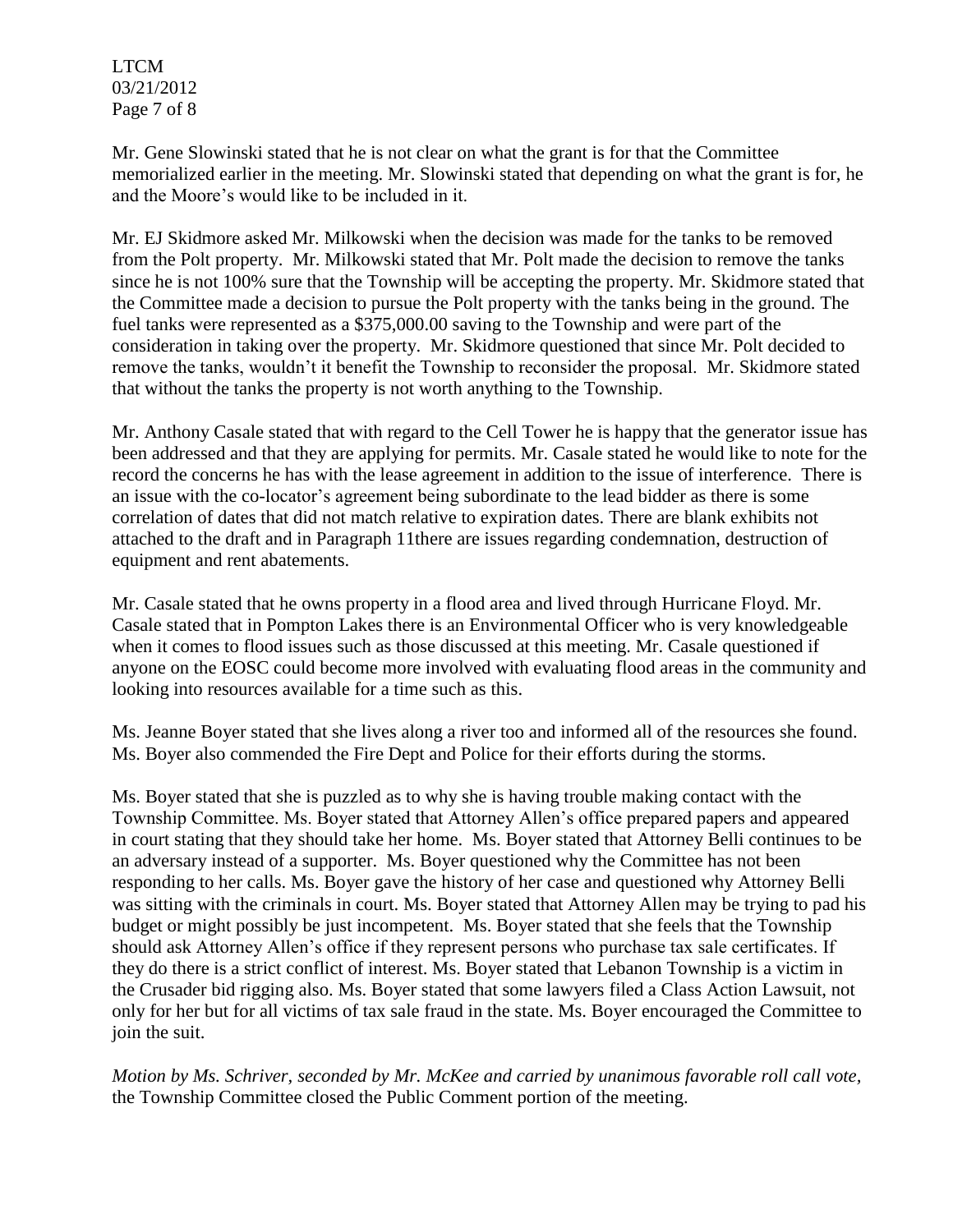Mr. Gene Slowinski stated that he is not clear on what the grant is for that the Committee memorialized earlier in the meeting. Mr. Slowinski stated that depending on what the grant is for, he and the Moore's would like to be included in it.

Mr. EJ Skidmore asked Mr. Milkowski when the decision was made for the tanks to be removed from the Polt property. Mr. Milkowski stated that Mr. Polt made the decision to remove the tanks since he is not 100% sure that the Township will be accepting the property. Mr. Skidmore stated that the Committee made a decision to pursue the Polt property with the tanks being in the ground. The fuel tanks were represented as a $375,000.00 saving to the Township and were part of the consideration in taking over the property. Mr. Skidmore questioned that since Mr. Polt decided to remove the tanks, wouldn't it benefit the Township to reconsider the proposal. Mr. Skidmore stated that without the tanks the property is not worth anything to the Township.

Mr. Anthony Casale stated that with regard to the Cell Tower he is happy that the generator issue has been addressed and that they are applying for permits. Mr. Casale stated he would like to note for the record the concerns he has with the lease agreement in addition to the issue of interference. There is an issue with the co-locator's agreement being subordinate to the lead bidder as there is some correlation of dates that did not match relative to expiration dates. There are blank exhibits not attached to the draft and in Paragraph 11there are issues regarding condemnation, destruction of equipment and rent abatements.

Mr. Casale stated that he owns property in a flood area and lived through Hurricane Floyd. Mr. Casale stated that in Pompton Lakes there is an Environmental Officer who is very knowledgeable when it comes to flood issues such as those discussed at this meeting. Mr. Casale questioned if anyone on the EOSC could become more involved with evaluating flood areas in the community and looking into resources available for a time such as this.

Ms. Jeanne Boyer stated that she lives along a river too and informed all of the resources she found. Ms. Boyer also commended the Fire Dept and Police for their efforts during the storms.

Ms. Boyer stated that she is puzzled as to why she is having trouble making contact with the Township Committee. Ms. Boyer stated that Attorney Allen's office prepared papers and appeared in court stating that they should take her home. Ms. Boyer stated that Attorney Belli continues to be an adversary instead of a supporter. Ms. Boyer questioned why the Committee has not been responding to her calls. Ms. Boyer gave the history of her case and questioned why Attorney Belli was sitting with the criminals in court. Ms. Boyer stated that Attorney Allen may be trying to pad his budget or might possibly be just incompetent. Ms. Boyer stated that she feels that the Township should ask Attorney Allen's office if they represent persons who purchase tax sale certificates. If they do there is a strict conflict of interest. Ms. Boyer stated that Lebanon Township is a victim in the Crusader bid rigging also. Ms. Boyer stated that some lawyers filed a Class Action Lawsuit, not only for her but for all victims of tax sale fraud in the state. Ms. Boyer encouraged the Committee to join the suit.

*Motion by Ms. Schriver, seconded by Mr. McKee and carried by unanimous favorable roll call vote,* the Township Committee closed the Public Comment portion of the meeting.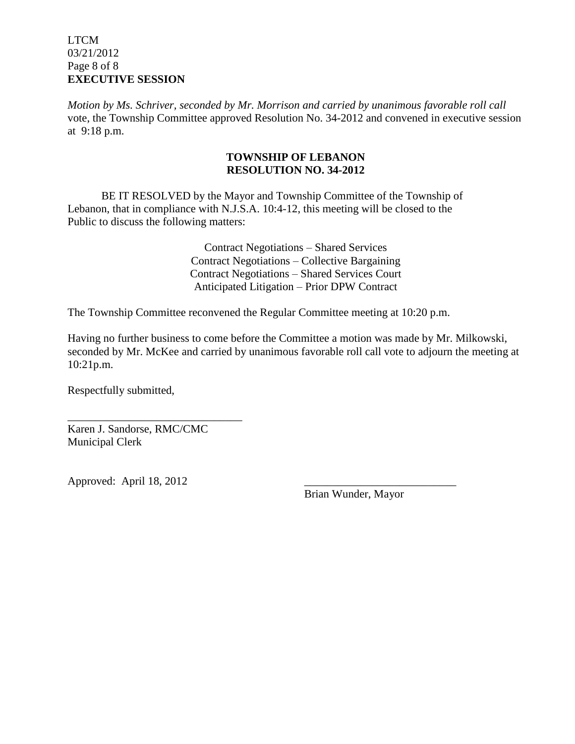**EXECUTIVE SESSION**

*Motion by Ms. Schriver, seconded by Mr. Morrison and carried by unanimous favorable roll call* vote, the Township Committee approved Resolution No. 34-2012 and convened in executive session at 9:18 p.m.

**TOWNSHIP OF LEBANON**
**RESOLUTION NO. 34-2012**

BE IT RESOLVED by the Mayor and Township Committee of the Township of Lebanon, that in compliance with N.J.S.A. 10:4-12, this meeting will be closed to the Public to discuss the following matters:

Contract Negotiations – Shared Services
Contract Negotiations – Collective Bargaining
Contract Negotiations – Shared Services Court
Anticipated Litigation – Prior DPW Contract

The Township Committee reconvened the Regular Committee meeting at 10:20 p.m.

Having no further business to come before the Committee a motion was made by Mr. Milkowski, seconded by Mr. McKee and carried by unanimous favorable roll call vote to adjourn the meeting at 10:21p.m.

Respectfully submitted,

\_\_\_\_\_\_\_\_\_\_\_\_\_\_\_\_\_\_\_\_\_\_\_\_\_\_\_\_\_\_\_
Karen J. Sandorse, RMC/CMC
Municipal Clerk

Approved: April 18, 2012

\_\_\_\_\_\_\_\_\_\_\_\_\_\_\_\_\_\_\_\_\_\_\_\_\_\_\_
Brian Wunder, Mayor